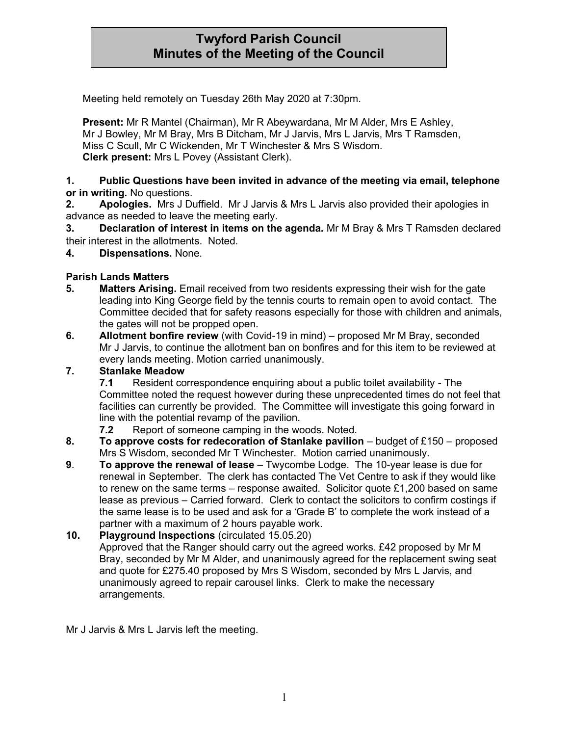# Twyford Parish Council
# Minutes of the Meeting of the Council

Meeting held remotely on Tuesday 26th May 2020 at 7:30pm.

**Present:** Mr R Mantel (Chairman), Mr R Abeywardana, Mr M Alder, Mrs E Ashley, Mr J Bowley, Mr M Bray, Mrs B Ditcham, Mr J Jarvis, Mrs L Jarvis, Mrs T Ramsden, Miss C Scull, Mr C Wickenden, Mr T Winchester & Mrs S Wisdom.
**Clerk present:** Mrs L Povey (Assistant Clerk).

**1. Public Questions have been invited in advance of the meeting via email, telephone or in writing.** No questions.

**2. Apologies.** Mrs J Duffield. Mr J Jarvis & Mrs L Jarvis also provided their apologies in advance as needed to leave the meeting early.

**3. Declaration of interest in items on the agenda.** Mr M Bray & Mrs T Ramsden declared their interest in the allotments. Noted.

**4. Dispensations.** None.

**Parish Lands Matters**

**5. Matters Arising.** Email received from two residents expressing their wish for the gate leading into King George field by the tennis courts to remain open to avoid contact. The Committee decided that for safety reasons especially for those with children and animals, the gates will not be propped open.

**6. Allotment bonfire review** (with Covid-19 in mind) – proposed Mr M Bray, seconded Mr J Jarvis, to continue the allotment ban on bonfires and for this item to be reviewed at every lands meeting. Motion carried unanimously.

**7. Stanlake Meadow**

**7.1** Resident correspondence enquiring about a public toilet availability - The Committee noted the request however during these unprecedented times do not feel that facilities can currently be provided. The Committee will investigate this going forward in line with the potential revamp of the pavilion.

**7.2** Report of someone camping in the woods. Noted.

**8. To approve costs for redecoration of Stanlake pavilion** – budget of £150 – proposed Mrs S Wisdom, seconded Mr T Winchester. Motion carried unanimously.

**9. To approve the renewal of lease** – Twycombe Lodge. The 10-year lease is due for renewal in September. The clerk has contacted The Vet Centre to ask if they would like to renew on the same terms – response awaited. Solicitor quote £1,200 based on same lease as previous – Carried forward. Clerk to contact the solicitors to confirm costings if the same lease is to be used and ask for a 'Grade B' to complete the work instead of a partner with a maximum of 2 hours payable work.

**10. Playground Inspections** (circulated 15.05.20)
Approved that the Ranger should carry out the agreed works. £42 proposed by Mr M Bray, seconded by Mr M Alder, and unanimously agreed for the replacement swing seat and quote for £275.40 proposed by Mrs S Wisdom, seconded by Mrs L Jarvis, and unanimously agreed to repair carousel links. Clerk to make the necessary arrangements.

Mr J Jarvis & Mrs L Jarvis left the meeting.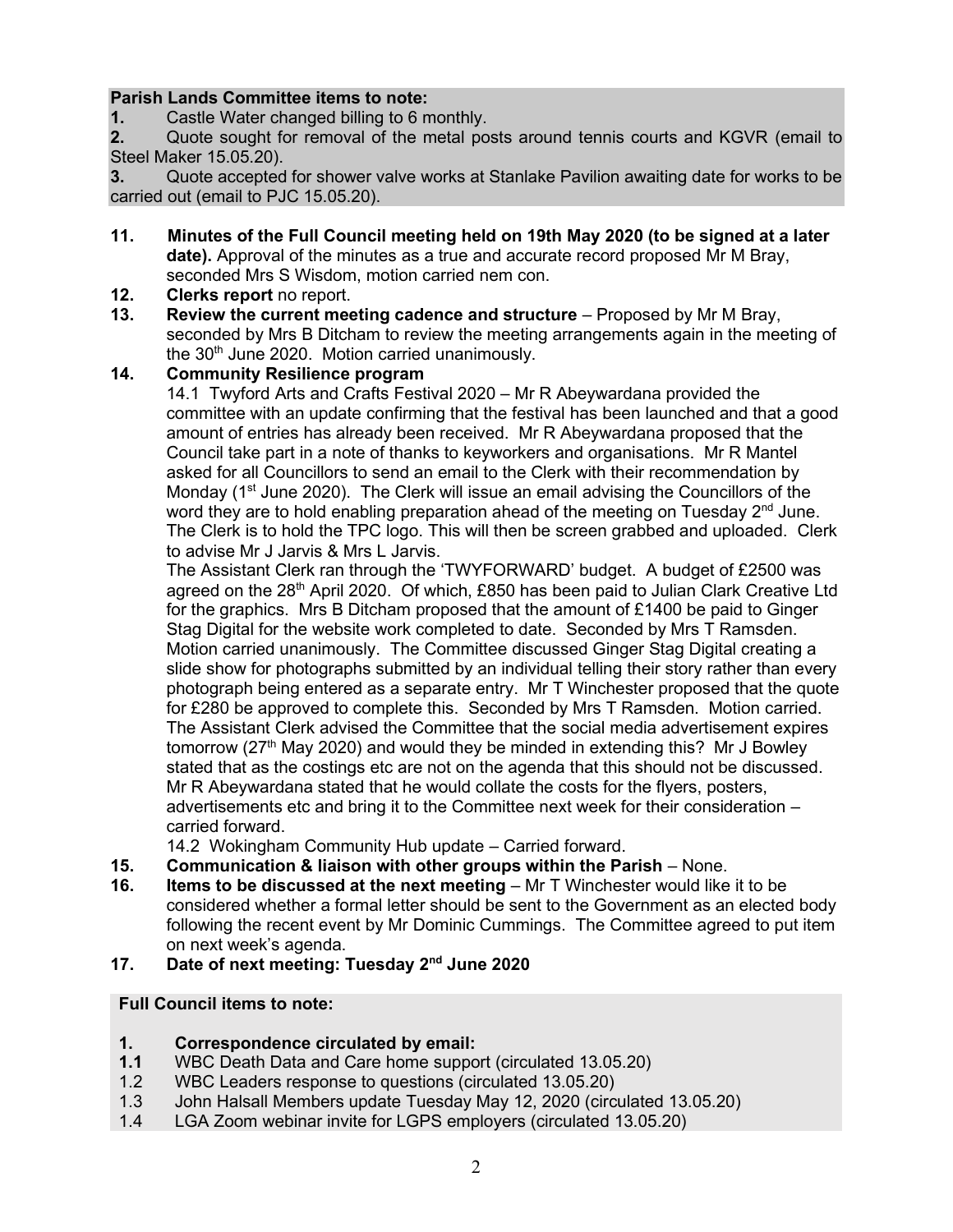**Parish Lands Committee items to note:**

**1.** Castle Water changed billing to 6 monthly.

**2.** Quote sought for removal of the metal posts around tennis courts and KGVR (email to Steel Maker 15.05.20).

**3.** Quote accepted for shower valve works at Stanlake Pavilion awaiting date for works to be carried out (email to PJC 15.05.20).

**11. Minutes of the Full Council meeting held on 19th May 2020 (to be signed at a later date).** Approval of the minutes as a true and accurate record proposed Mr M Bray, seconded Mrs S Wisdom, motion carried nem con.

**12. Clerks report** no report.

**13. Review the current meeting cadence and structure** – Proposed by Mr M Bray, seconded by Mrs B Ditcham to review the meeting arrangements again in the meeting of the 30th June 2020. Motion carried unanimously.

**14. Community Resilience program**

14.1 Twyford Arts and Crafts Festival 2020 – Mr R Abeywardana provided the committee with an update confirming that the festival has been launched and that a good amount of entries has already been received. Mr R Abeywardana proposed that the Council take part in a note of thanks to keyworkers and organisations. Mr R Mantel asked for all Councillors to send an email to the Clerk with their recommendation by Monday (1st June 2020). The Clerk will issue an email advising the Councillors of the word they are to hold enabling preparation ahead of the meeting on Tuesday 2nd June. The Clerk is to hold the TPC logo. This will then be screen grabbed and uploaded. Clerk to advise Mr J Jarvis & Mrs L Jarvis.

The Assistant Clerk ran through the 'TWYFORWARD' budget. A budget of £2500 was agreed on the 28th April 2020. Of which, £850 has been paid to Julian Clark Creative Ltd for the graphics. Mrs B Ditcham proposed that the amount of £1400 be paid to Ginger Stag Digital for the website work completed to date. Seconded by Mrs T Ramsden. Motion carried unanimously. The Committee discussed Ginger Stag Digital creating a slide show for photographs submitted by an individual telling their story rather than every photograph being entered as a separate entry. Mr T Winchester proposed that the quote for £280 be approved to complete this. Seconded by Mrs T Ramsden. Motion carried. The Assistant Clerk advised the Committee that the social media advertisement expires tomorrow (27th May 2020) and would they be minded in extending this? Mr J Bowley stated that as the costings etc are not on the agenda that this should not be discussed. Mr R Abeywardana stated that he would collate the costs for the flyers, posters, advertisements etc and bring it to the Committee next week for their consideration – carried forward.

14.2 Wokingham Community Hub update – Carried forward.

**15. Communication & liaison with other groups within the Parish** – None.

**16. Items to be discussed at the next meeting** – Mr T Winchester would like it to be considered whether a formal letter should be sent to the Government as an elected body following the recent event by Mr Dominic Cummings. The Committee agreed to put item on next week's agenda.

**17. Date of next meeting: Tuesday 2nd June 2020**

**Full Council items to note:**

**1. Correspondence circulated by email:**

**1.1** WBC Death Data and Care home support (circulated 13.05.20)

1.2 WBC Leaders response to questions (circulated 13.05.20)

1.3 John Halsall Members update Tuesday May 12, 2020 (circulated 13.05.20)

1.4 LGA Zoom webinar invite for LGPS employers (circulated 13.05.20)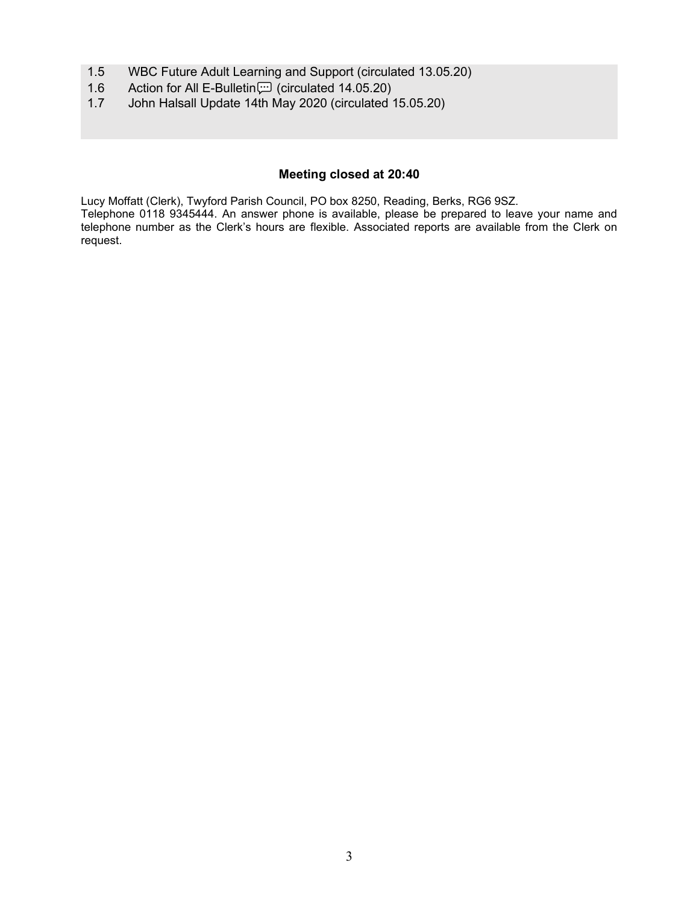1.5 WBC Future Adult Learning and Support (circulated 13.05.20)
1.6 Action for All E-Bulletin (circulated 14.05.20)
1.7 John Halsall Update 14th May 2020 (circulated 15.05.20)

**Meeting closed at 20:40**

Lucy Moffatt (Clerk), Twyford Parish Council, PO box 8250, Reading, Berks, RG6 9SZ.
Telephone 0118 9345444. An answer phone is available, please be prepared to leave your name and telephone number as the Clerk's hours are flexible. Associated reports are available from the Clerk on request.